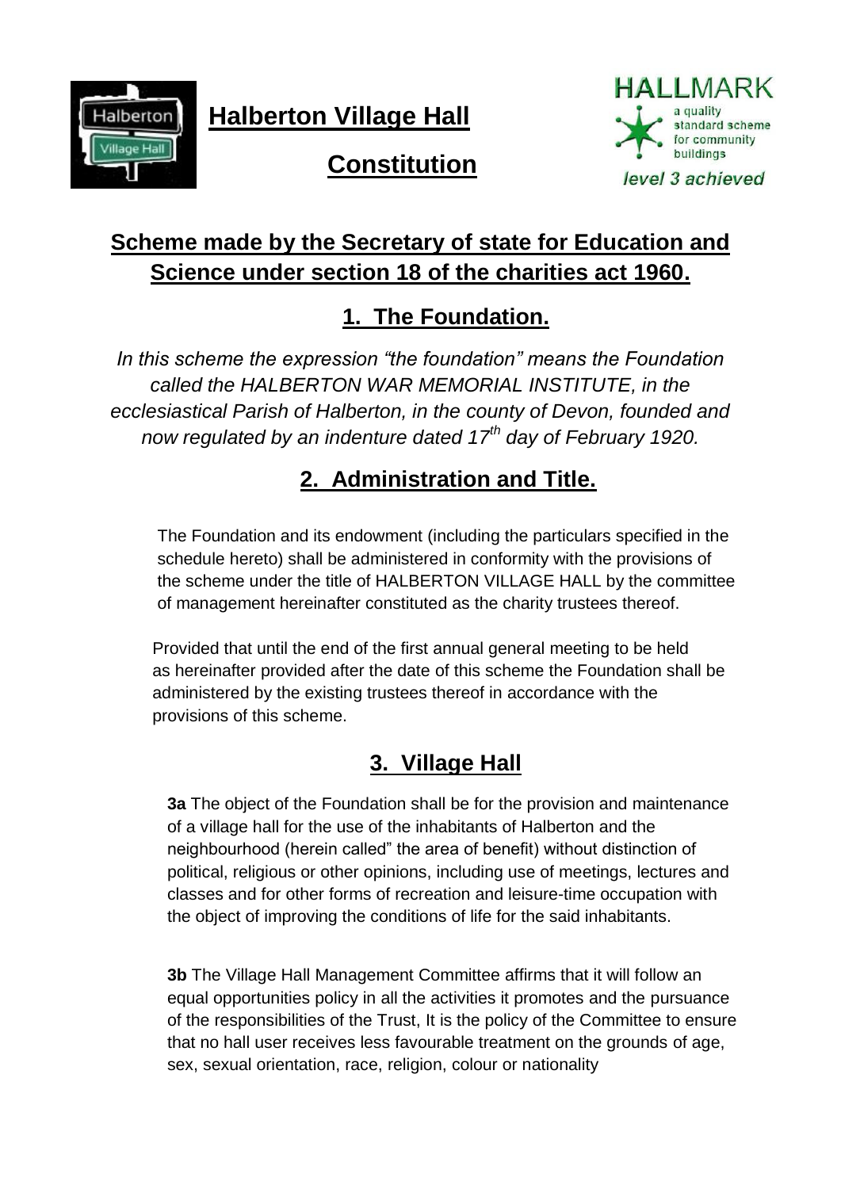# Halberton Village Hall

# Constitution

HALLMARK
a quality standard scheme for community buildings
*level 3 achieved*

## Scheme made by the Secretary of state for Education and Science under section 18 of the charities act 1960.

## 1. The Foundation.

*In this scheme the expression "the foundation" means the Foundation called the HALBERTON WAR MEMORIAL INSTITUTE, in the ecclesiastical Parish of Halberton, in the county of Devon, founded and now regulated by an indenture dated 17th day of February 1920.*

## 2. Administration and Title.

The Foundation and its endowment (including the particulars specified in the schedule hereto) shall be administered in conformity with the provisions of the scheme under the title of HALBERTON VILLAGE HALL by the committee of management hereinafter constituted as the charity trustees thereof.

Provided that until the end of the first annual general meeting to be held as hereinafter provided after the date of this scheme the Foundation shall be administered by the existing trustees thereof in accordance with the provisions of this scheme.

## 3. Village Hall

**3a** The object of the Foundation shall be for the provision and maintenance of a village hall for the use of the inhabitants of Halberton and the neighbourhood (herein called" the area of benefit) without distinction of political, religious or other opinions, including use of meetings, lectures and classes and for other forms of recreation and leisure-time occupation with the object of improving the conditions of life for the said inhabitants.

**3b** The Village Hall Management Committee affirms that it will follow an equal opportunities policy in all the activities it promotes and the pursuance of the responsibilities of the Trust, It is the policy of the Committee to ensure that no hall user receives less favourable treatment on the grounds of age, sex, sexual orientation, race, religion, colour or nationality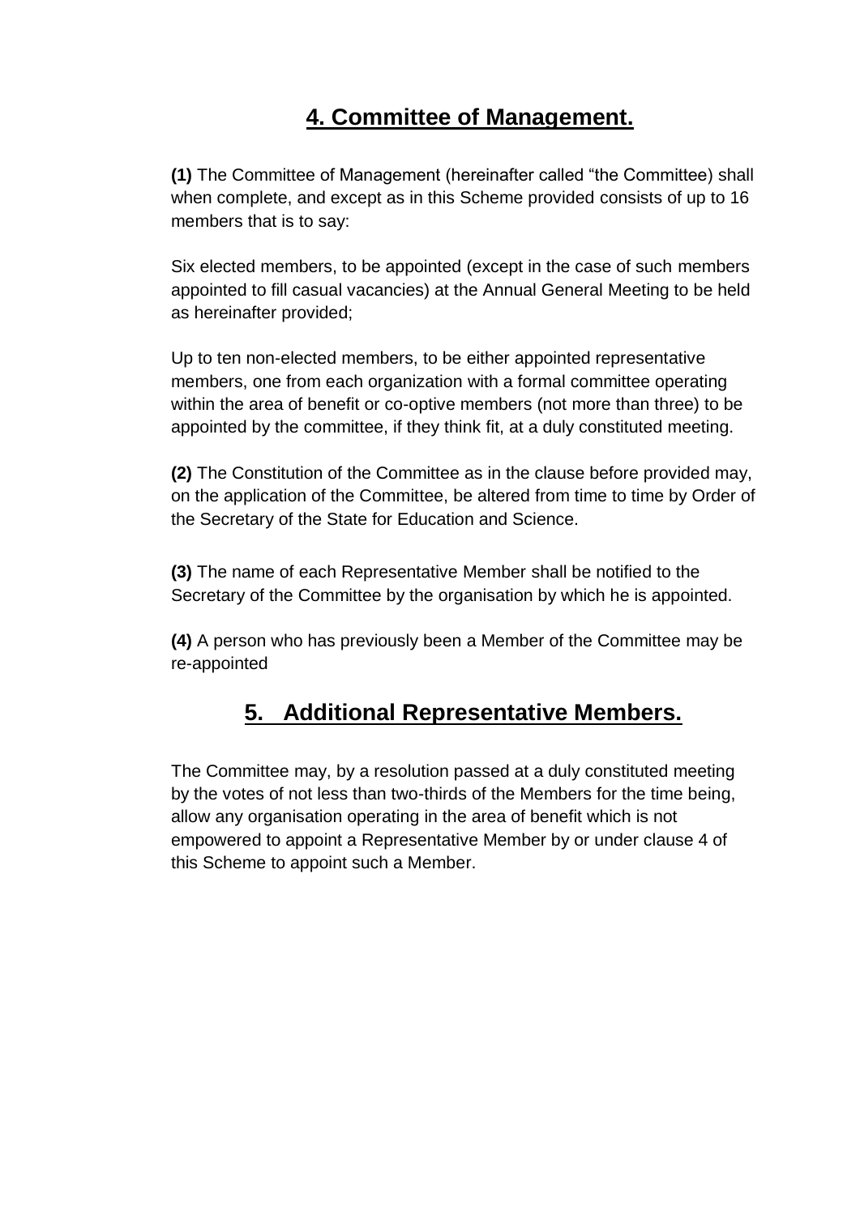## 4. Committee of Management.

**(1)** The Committee of Management (hereinafter called “the Committee) shall when complete, and except as in this Scheme provided consists of up to 16 members that is to say:

Six elected members, to be appointed (except in the case of such members appointed to fill casual vacancies) at the Annual General Meeting to be held as hereinafter provided;

Up to ten non-elected members, to be either appointed representative members, one from each organization with a formal committee operating within the area of benefit or co-optive members (not more than three) to be appointed by the committee, if they think fit, at a duly constituted meeting.

**(2)** The Constitution of the Committee as in the clause before provided may, on the application of the Committee, be altered from time to time by Order of the Secretary of the State for Education and Science.

**(3)** The name of each Representative Member shall be notified to the Secretary of the Committee by the organisation by which he is appointed.

**(4)** A person who has previously been a Member of the Committee may be re-appointed

## 5. Additional Representative Members.

The Committee may, by a resolution passed at a duly constituted meeting by the votes of not less than two-thirds of the Members for the time being, allow any organisation operating in the area of benefit which is not empowered to appoint a Representative Member by or under clause 4 of this Scheme to appoint such a Member.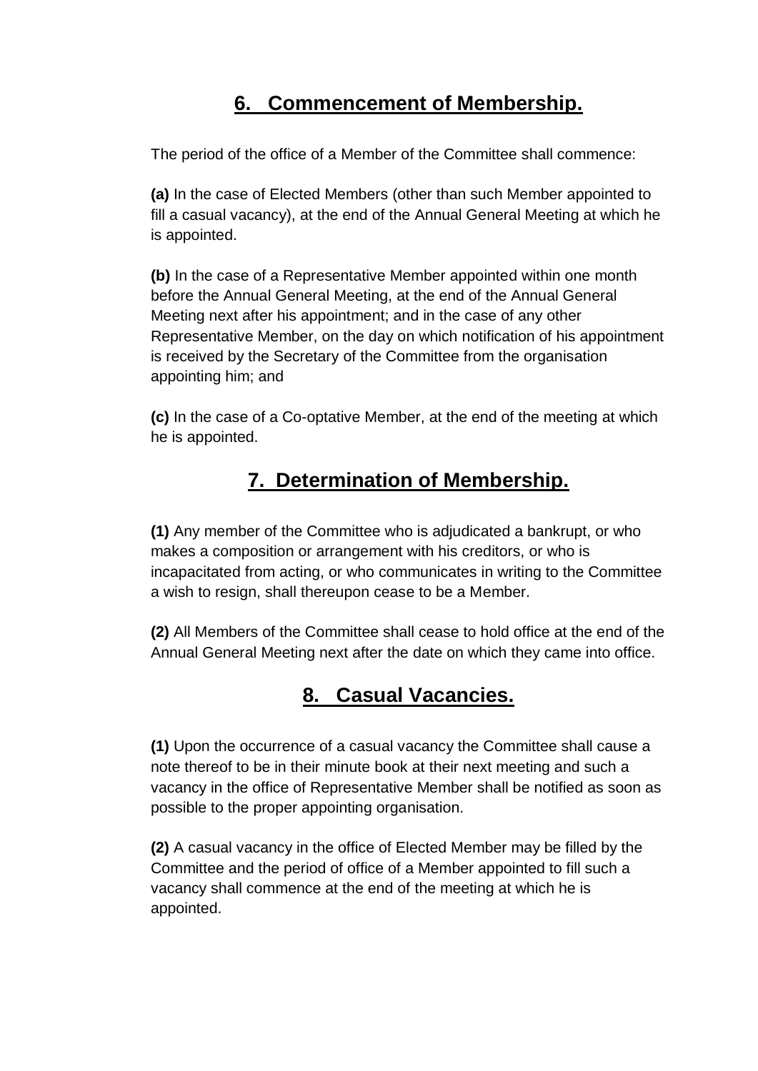## 6. Commencement of Membership.

The period of the office of a Member of the Committee shall commence:

**(a)** In the case of Elected Members (other than such Member appointed to fill a casual vacancy), at the end of the Annual General Meeting at which he is appointed.

**(b)** In the case of a Representative Member appointed within one month before the Annual General Meeting, at the end of the Annual General Meeting next after his appointment; and in the case of any other Representative Member, on the day on which notification of his appointment is received by the Secretary of the Committee from the organisation appointing him; and

**(c)** In the case of a Co-optative Member, at the end of the meeting at which he is appointed.

## 7. Determination of Membership.

**(1)** Any member of the Committee who is adjudicated a bankrupt, or who makes a composition or arrangement with his creditors, or who is incapacitated from acting, or who communicates in writing to the Committee a wish to resign, shall thereupon cease to be a Member.

**(2)** All Members of the Committee shall cease to hold office at the end of the Annual General Meeting next after the date on which they came into office.

## 8. Casual Vacancies.

**(1)** Upon the occurrence of a casual vacancy the Committee shall cause a note thereof to be in their minute book at their next meeting and such a vacancy in the office of Representative Member shall be notified as soon as possible to the proper appointing organisation.

**(2)** A casual vacancy in the office of Elected Member may be filled by the Committee and the period of office of a Member appointed to fill such a vacancy shall commence at the end of the meeting at which he is appointed.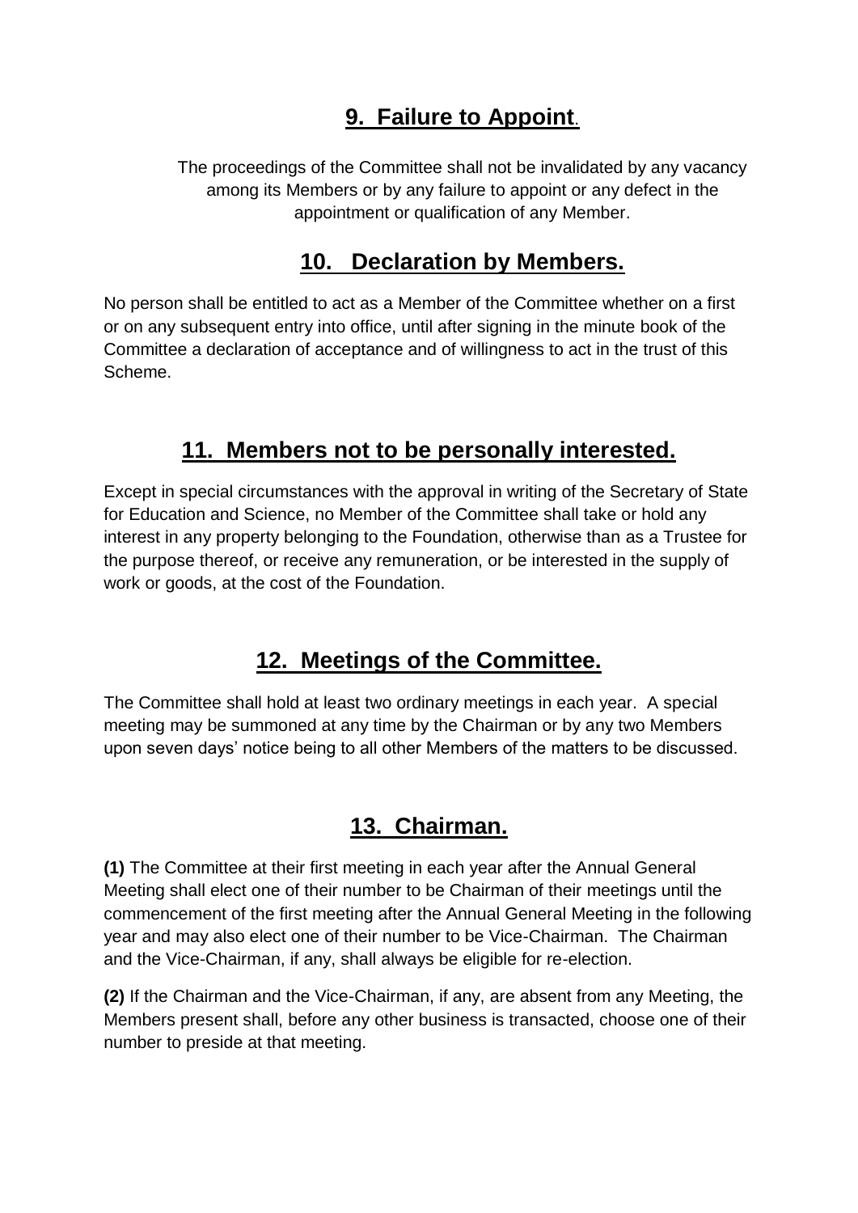## 9. Failure to Appoint.

The proceedings of the Committee shall not be invalidated by any vacancy among its Members or by any failure to appoint or any defect in the appointment or qualification of any Member.

## 10. Declaration by Members.

No person shall be entitled to act as a Member of the Committee whether on a first or on any subsequent entry into office, until after signing in the minute book of the Committee a declaration of acceptance and of willingness to act in the trust of this Scheme.

## 11. Members not to be personally interested.

Except in special circumstances with the approval in writing of the Secretary of State for Education and Science, no Member of the Committee shall take or hold any interest in any property belonging to the Foundation, otherwise than as a Trustee for the purpose thereof, or receive any remuneration, or be interested in the supply of work or goods, at the cost of the Foundation.

## 12. Meetings of the Committee.

The Committee shall hold at least two ordinary meetings in each year. A special meeting may be summoned at any time by the Chairman or by any two Members upon seven days' notice being to all other Members of the matters to be discussed.

## 13. Chairman.

**(1)** The Committee at their first meeting in each year after the Annual General Meeting shall elect one of their number to be Chairman of their meetings until the commencement of the first meeting after the Annual General Meeting in the following year and may also elect one of their number to be Vice-Chairman. The Chairman and the Vice-Chairman, if any, shall always be eligible for re-election.

**(2)** If the Chairman and the Vice-Chairman, if any, are absent from any Meeting, the Members present shall, before any other business is transacted, choose one of their number to preside at that meeting.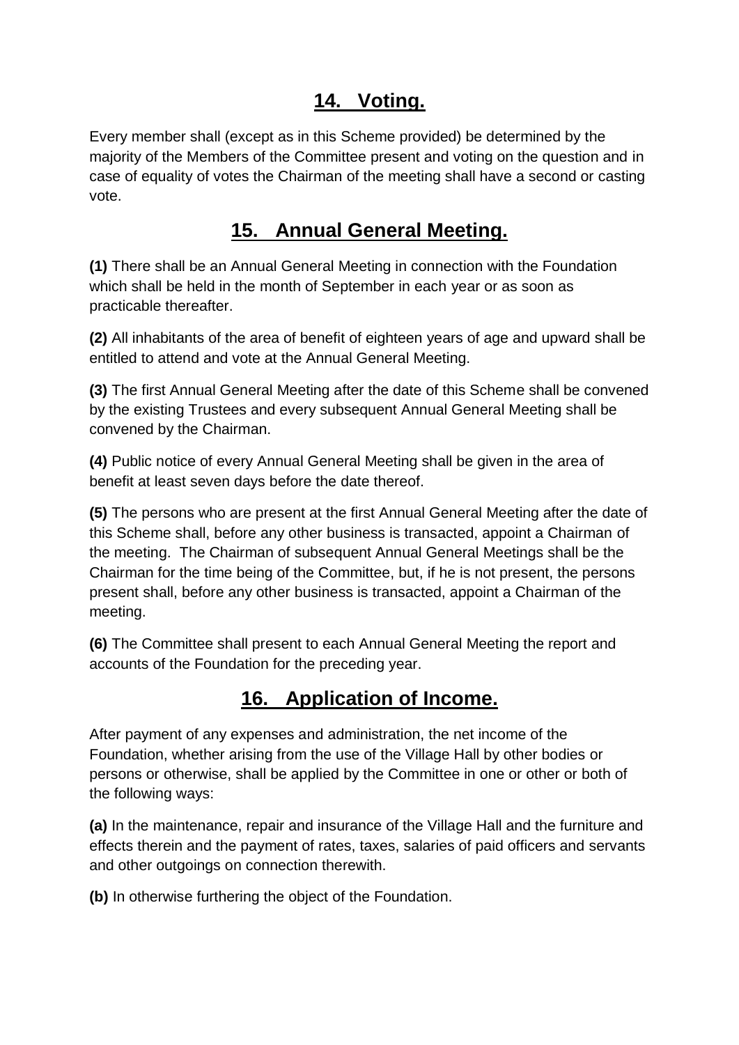## 14. Voting.

Every member shall (except as in this Scheme provided) be determined by the majority of the Members of the Committee present and voting on the question and in case of equality of votes the Chairman of the meeting shall have a second or casting vote.

## 15. Annual General Meeting.

**(1)** There shall be an Annual General Meeting in connection with the Foundation which shall be held in the month of September in each year or as soon as practicable thereafter.

**(2)** All inhabitants of the area of benefit of eighteen years of age and upward shall be entitled to attend and vote at the Annual General Meeting.

**(3)** The first Annual General Meeting after the date of this Scheme shall be convened by the existing Trustees and every subsequent Annual General Meeting shall be convened by the Chairman.

**(4)** Public notice of every Annual General Meeting shall be given in the area of benefit at least seven days before the date thereof.

**(5)** The persons who are present at the first Annual General Meeting after the date of this Scheme shall, before any other business is transacted, appoint a Chairman of the meeting. The Chairman of subsequent Annual General Meetings shall be the Chairman for the time being of the Committee, but, if he is not present, the persons present shall, before any other business is transacted, appoint a Chairman of the meeting.

**(6)** The Committee shall present to each Annual General Meeting the report and accounts of the Foundation for the preceding year.

## 16. Application of Income.

After payment of any expenses and administration, the net income of the Foundation, whether arising from the use of the Village Hall by other bodies or persons or otherwise, shall be applied by the Committee in one or other or both of the following ways:

**(a)** In the maintenance, repair and insurance of the Village Hall and the furniture and effects therein and the payment of rates, taxes, salaries of paid officers and servants and other outgoings on connection therewith.

**(b)** In otherwise furthering the object of the Foundation.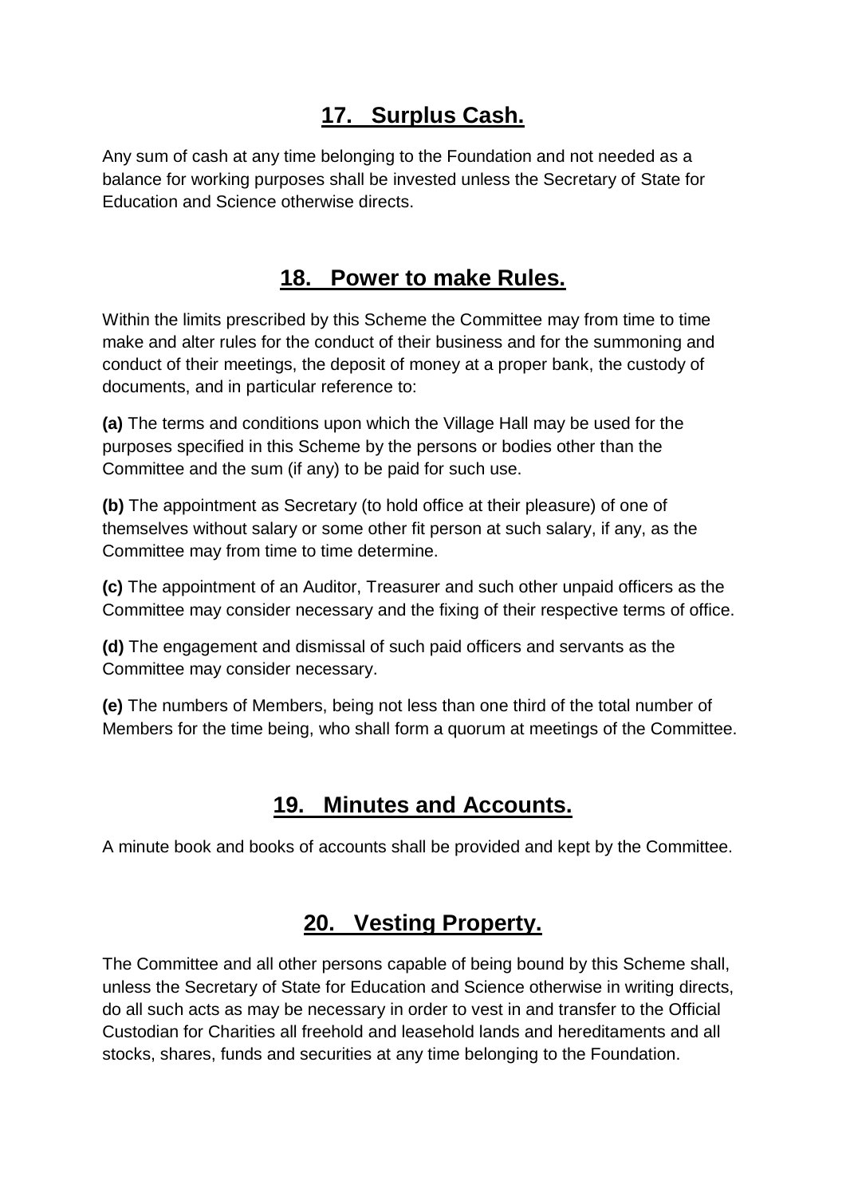## 17. Surplus Cash.

Any sum of cash at any time belonging to the Foundation and not needed as a balance for working purposes shall be invested unless the Secretary of State for Education and Science otherwise directs.

## 18. Power to make Rules.

Within the limits prescribed by this Scheme the Committee may from time to time make and alter rules for the conduct of their business and for the summoning and conduct of their meetings, the deposit of money at a proper bank, the custody of documents, and in particular reference to:

**(a)** The terms and conditions upon which the Village Hall may be used for the purposes specified in this Scheme by the persons or bodies other than the Committee and the sum (if any) to be paid for such use.

**(b)** The appointment as Secretary (to hold office at their pleasure) of one of themselves without salary or some other fit person at such salary, if any, as the Committee may from time to time determine.

**(c)** The appointment of an Auditor, Treasurer and such other unpaid officers as the Committee may consider necessary and the fixing of their respective terms of office.

**(d)** The engagement and dismissal of such paid officers and servants as the Committee may consider necessary.

**(e)** The numbers of Members, being not less than one third of the total number of Members for the time being, who shall form a quorum at meetings of the Committee.

## 19. Minutes and Accounts.

A minute book and books of accounts shall be provided and kept by the Committee.

## 20. Vesting Property.

The Committee and all other persons capable of being bound by this Scheme shall, unless the Secretary of State for Education and Science otherwise in writing directs, do all such acts as may be necessary in order to vest in and transfer to the Official Custodian for Charities all freehold and leasehold lands and hereditaments and all stocks, shares, funds and securities at any time belonging to the Foundation.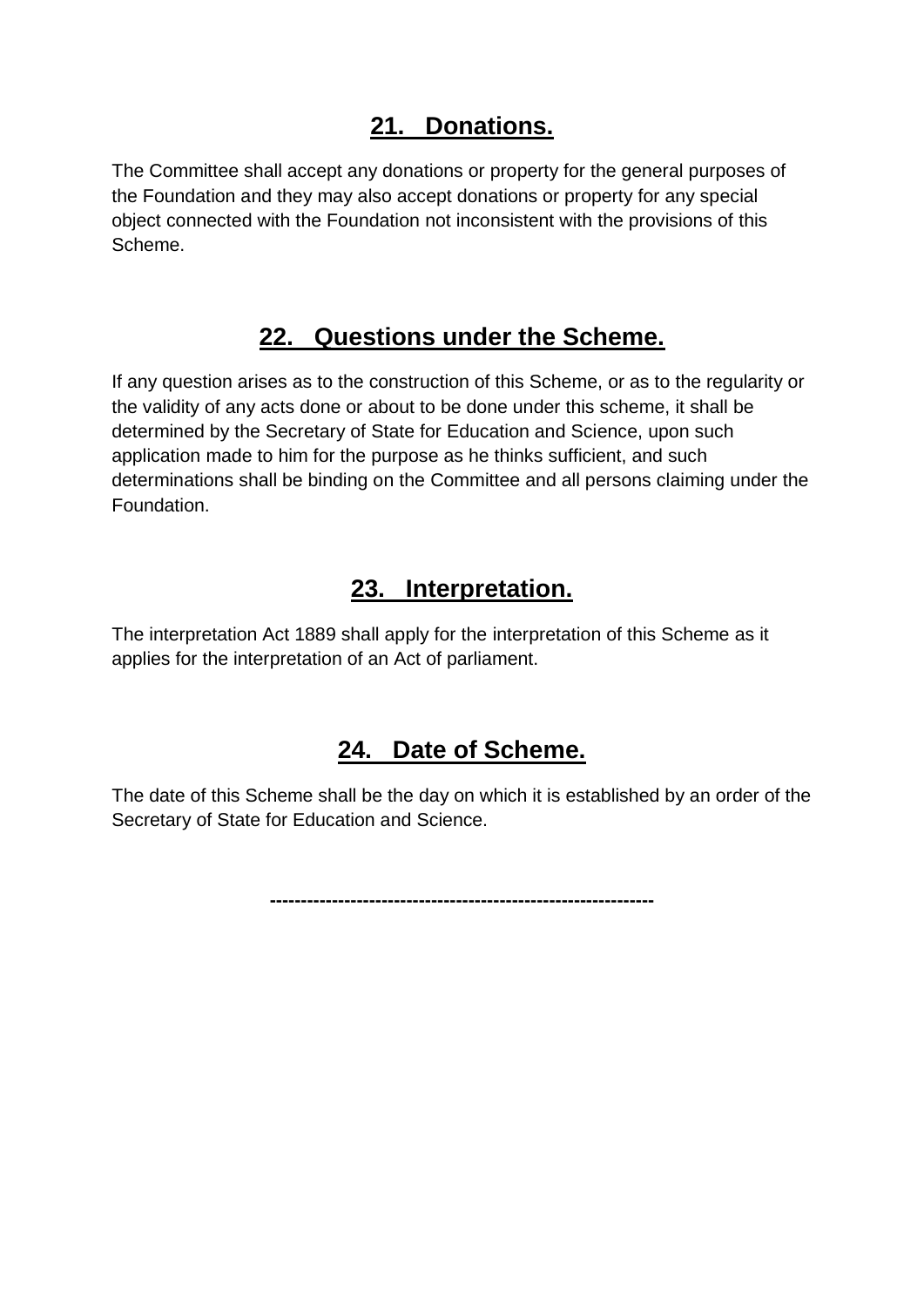## 21. Donations.

The Committee shall accept any donations or property for the general purposes of the Foundation and they may also accept donations or property for any special object connected with the Foundation not inconsistent with the provisions of this Scheme.

## 22. Questions under the Scheme.

If any question arises as to the construction of this Scheme, or as to the regularity or the validity of any acts done or about to be done under this scheme, it shall be determined by the Secretary of State for Education and Science, upon such application made to him for the purpose as he thinks sufficient, and such determinations shall be binding on the Committee and all persons claiming under the Foundation.

## 23. Interpretation.

The interpretation Act 1889 shall apply for the interpretation of this Scheme as it applies for the interpretation of an Act of parliament.

## 24. Date of Scheme.

The date of this Scheme shall be the day on which it is established by an order of the Secretary of State for Education and Science.

---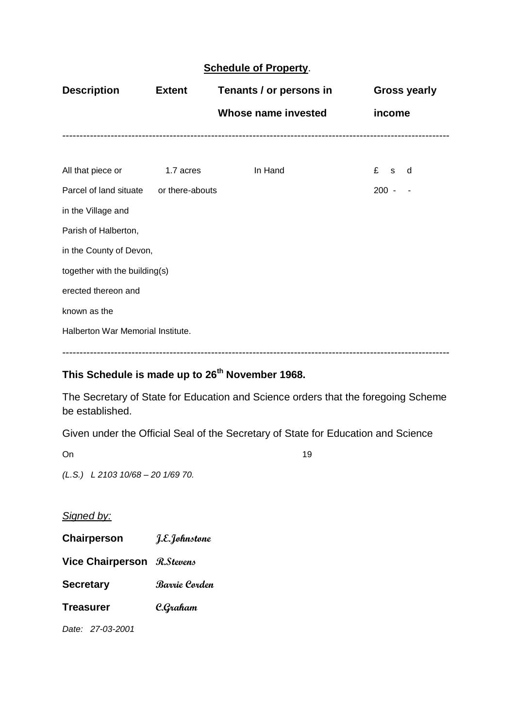## Schedule of Property.

| Description | Extent | Tenants / or persons in Whose name invested | Gross yearly income |
|---|---|---|---|
| All that piece or Parcel of land situate in the Village and Parish of Halberton, in the County of Devon, together with the building(s) erected thereon and known as the Halberton War Memorial Institute. | 1.7 acres or there-abouts | In Hand | £ s d<br>200 - - |

**This Schedule is made up to 26th November 1968.**

The Secretary of State for Education and Science orders that the foregoing Scheme be established.

Given under the Official Seal of the Secretary of State for Education and Science

On 19

*(L.S.) L 2103 10/68 – 20 1/69 70.*

*Signed by:*

**Chairperson** J.E.Johnstone

**Vice Chairperson** R.Stevens

**Secretary** Barrie Corden

**Treasurer** C.Graham

*Date: 27-03-2001*